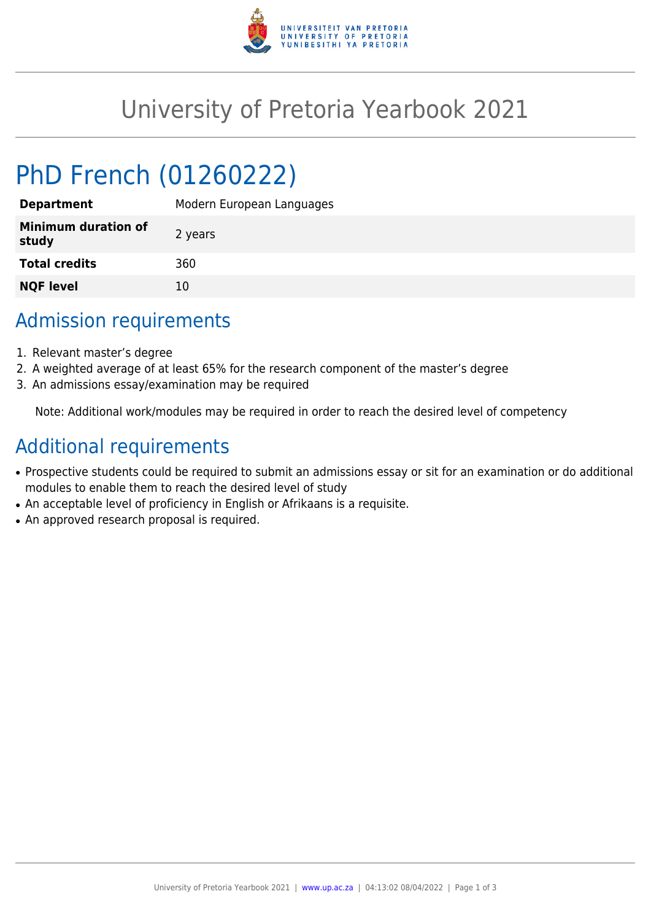# University of Pretoria Yearbook 2021

## PhD French (01260222)

| | |
|---|---|
| **Department** | Modern European Languages |
| **Minimum duration of study** | 2 years |
| **Total credits** | 360 |
| **NQF level** | 10 |

## Admission requirements

1. Relevant master's degree
2. A weighted average of at least 65% for the research component of the master's degree
3. An admissions essay/examination may be required

Note: Additional work/modules may be required in order to reach the desired level of competency

## Additional requirements

- Prospective students could be required to submit an admissions essay or sit for an examination or do additional modules to enable them to reach the desired level of study
- An acceptable level of proficiency in English or Afrikaans is a requisite.
- An approved research proposal is required.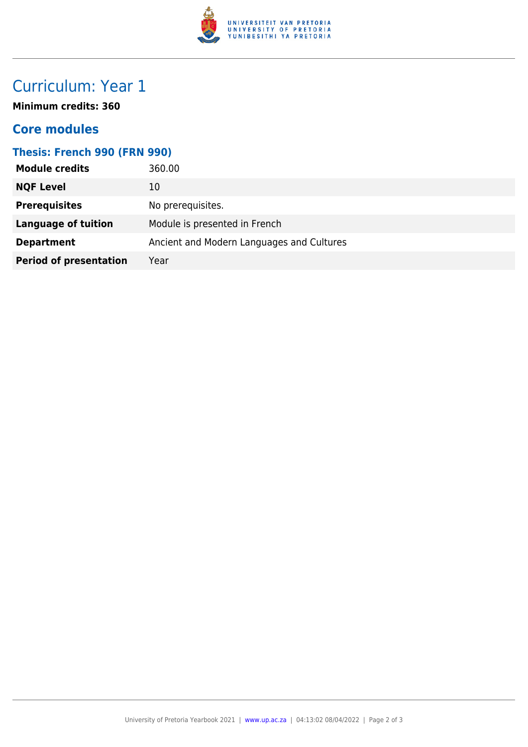# Curriculum: Year 1

**Minimum credits: 360**

## Core modules

### Thesis: French 990 (FRN 990)

| | |
|---|---|
| **Module credits** | 360.00 |
| **NQF Level** | 10 |
| **Prerequisites** | No prerequisites. |
| **Language of tuition** | Module is presented in French |
| **Department** | Ancient and Modern Languages and Cultures |
| **Period of presentation** | Year |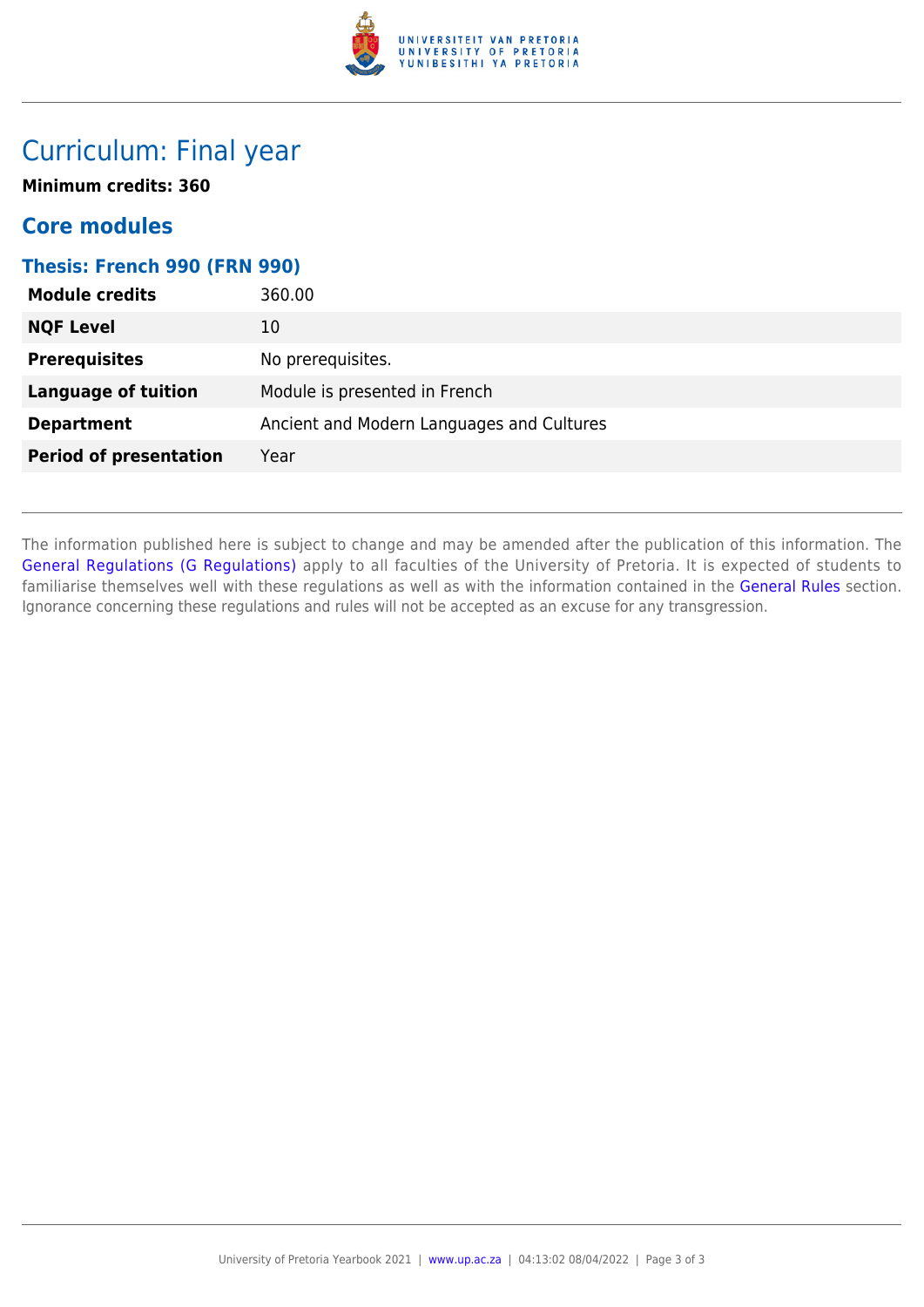# Curriculum: Final year

**Minimum credits: 360**

## Core modules

### Thesis: French 990 (FRN 990)

| | |
|---|---|
| **Module credits** | 360.00 |
| **NQF Level** | 10 |
| **Prerequisites** | No prerequisites. |
| **Language of tuition** | Module is presented in French |
| **Department** | Ancient and Modern Languages and Cultures |
| **Period of presentation** | Year |

The information published here is subject to change and may be amended after the publication of this information. The General Regulations (G Regulations) apply to all faculties of the University of Pretoria. It is expected of students to familiarise themselves well with these regulations as well as with the information contained in the General Rules section. Ignorance concerning these regulations and rules will not be accepted as an excuse for any transgression.